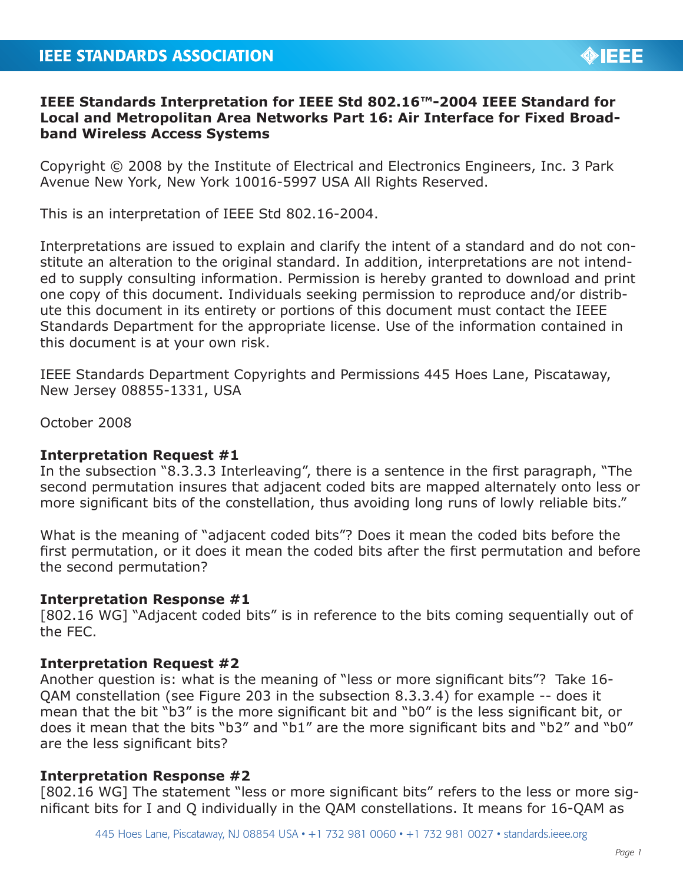**IEEE Standards Interpretation for IEEE Std 802.16™-2004 IEEE Standard for Local and Metropolitan Area Networks Part 16: Air Interface for Fixed Broadband Wireless Access Systems**

Copyright © 2008 by the Institute of Electrical and Electronics Engineers, Inc. 3 Park Avenue New York, New York 10016-5997 USA All Rights Reserved.

This is an interpretation of IEEE Std 802.16-2004.

Interpretations are issued to explain and clarify the intent of a standard and do not constitute an alteration to the original standard. In addition, interpretations are not intended to supply consulting information. Permission is hereby granted to download and print one copy of this document. Individuals seeking permission to reproduce and/or distribute this document in its entirety or portions of this document must contact the IEEE Standards Department for the appropriate license. Use of the information contained in this document is at your own risk.

IEEE Standards Department Copyrights and Permissions 445 Hoes Lane, Piscataway, New Jersey 08855-1331, USA

October 2008

**Interpretation Request #1**
In the subsection "8.3.3.3 Interleaving", there is a sentence in the first paragraph, "The second permutation insures that adjacent coded bits are mapped alternately onto less or more significant bits of the constellation, thus avoiding long runs of lowly reliable bits."

What is the meaning of "adjacent coded bits"? Does it mean the coded bits before the first permutation, or it does it mean the coded bits after the first permutation and before the second permutation?

**Interpretation Response #1**
[802.16 WG] "Adjacent coded bits" is in reference to the bits coming sequentially out of the FEC.

**Interpretation Request #2**
Another question is: what is the meaning of "less or more significant bits"? Take 16-QAM constellation (see Figure 203 in the subsection 8.3.3.4) for example -- does it mean that the bit "b3" is the more significant bit and "b0" is the less significant bit, or does it mean that the bits "b3" and "b1" are the more significant bits and "b2" and "b0" are the less significant bits?

**Interpretation Response #2**
[802.16 WG] The statement "less or more significant bits" refers to the less or more significant bits for I and Q individually in the QAM constellations. It means for 16-QAM as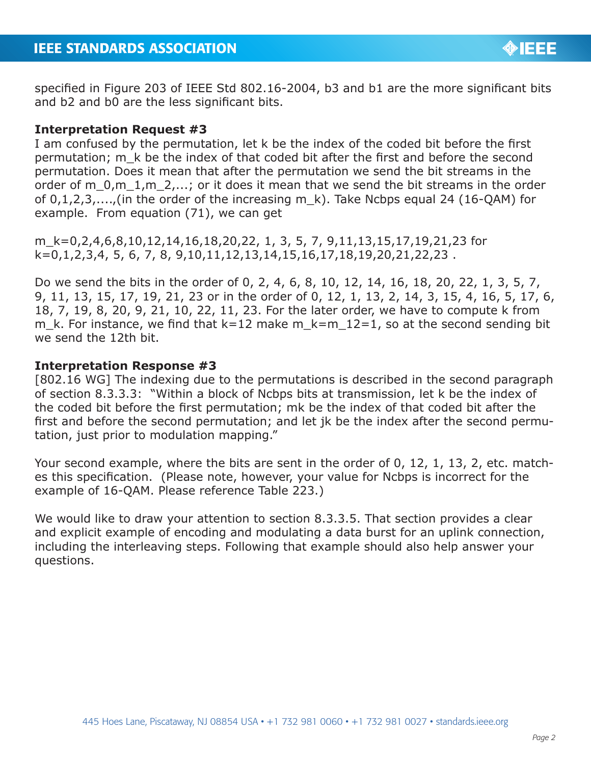specified in Figure 203 of IEEE Std 802.16-2004, b3 and b1 are the more significant bits and b2 and b0 are the less significant bits.

**Interpretation Request #3**

I am confused by the permutation, let k be the index of the coded bit before the first permutation; m_k be the index of that coded bit after the first and before the second permutation. Does it mean that after the permutation we send the bit streams in the order of m_0,m_1,m_2,...; or it does it mean that we send the bit streams in the order of 0,1,2,3,....,(in the order of the increasing m_k). Take Ncbps equal 24 (16-QAM) for example. From equation (71), we can get

m_k=0,2,4,6,8,10,12,14,16,18,20,22, 1, 3, 5, 7, 9,11,13,15,17,19,21,23 for k=0,1,2,3,4, 5, 6, 7, 8, 9,10,11,12,13,14,15,16,17,18,19,20,21,22,23 .

Do we send the bits in the order of 0, 2, 4, 6, 8, 10, 12, 14, 16, 18, 20, 22, 1, 3, 5, 7, 9, 11, 13, 15, 17, 19, 21, 23 or in the order of 0, 12, 1, 13, 2, 14, 3, 15, 4, 16, 5, 17, 6, 18, 7, 19, 8, 20, 9, 21, 10, 22, 11, 23. For the later order, we have to compute k from m_k. For instance, we find that k=12 make m_k=m_12=1, so at the second sending bit we send the 12th bit.

**Interpretation Response #3**

[802.16 WG] The indexing due to the permutations is described in the second paragraph of section 8.3.3.3: "Within a block of Ncbps bits at transmission, let k be the index of the coded bit before the first permutation; mk be the index of that coded bit after the first and before the second permutation; and let jk be the index after the second permutation, just prior to modulation mapping."

Your second example, where the bits are sent in the order of 0, 12, 1, 13, 2, etc. matches this specification. (Please note, however, your value for Ncbps is incorrect for the example of 16-QAM. Please reference Table 223.)

We would like to draw your attention to section 8.3.3.5. That section provides a clear and explicit example of encoding and modulating a data burst for an uplink connection, including the interleaving steps. Following that example should also help answer your questions.